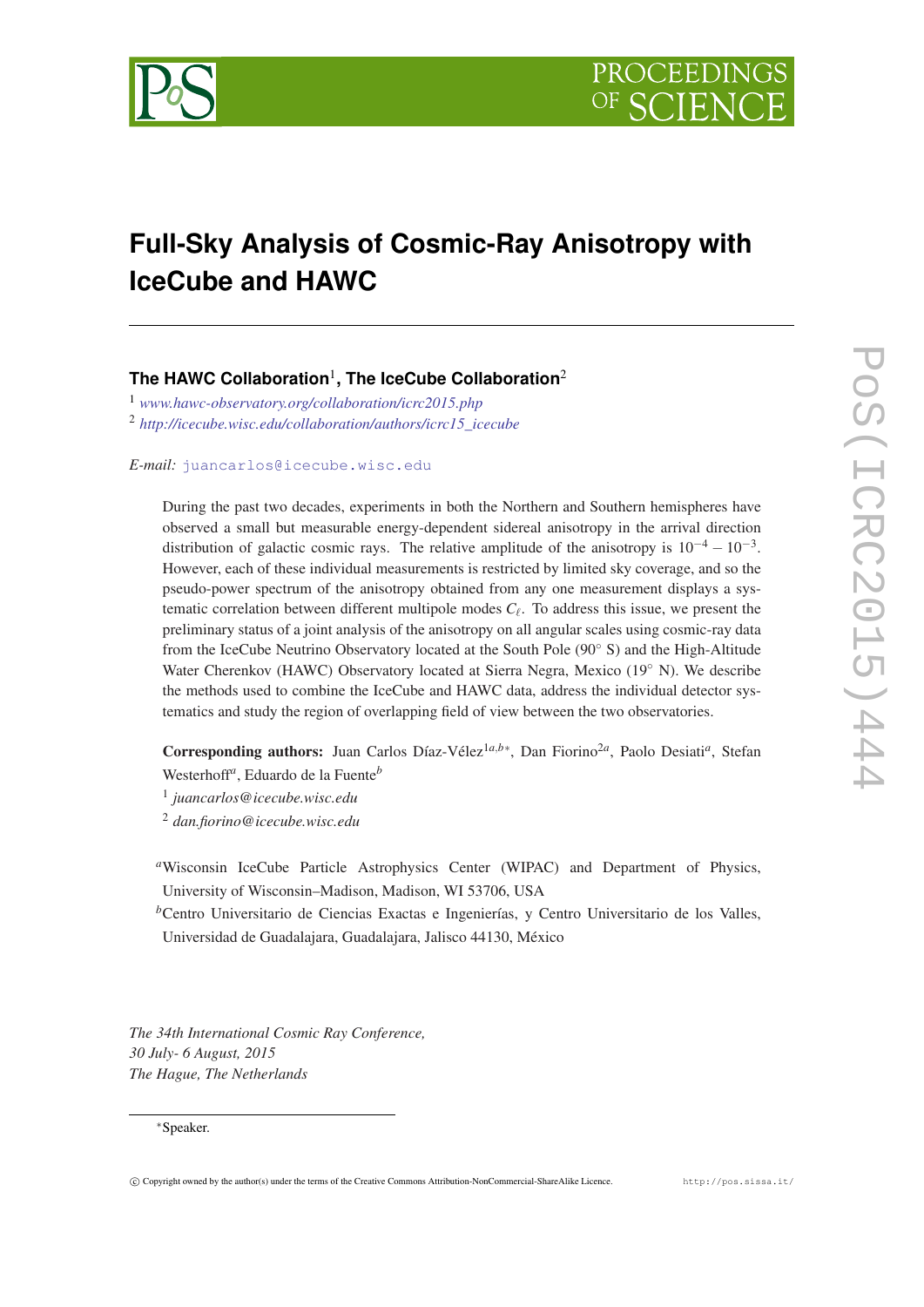# Full-Sky Analysis of Cosmic-Ray Anisotropy with IceCube and HAWC

**The HAWC Collaboration**[1], **The IceCube Collaboration**[2]

[1] *www.hawc-observatory.org/collaboration/icrc2015.php*
[2] *http://icecube.wisc.edu/collaboration/authors/icrc15_icecube*

*E-mail:* juancarlos@icecube.wisc.edu

During the past two decades, experiments in both the Northern and Southern hemispheres have observed a small but measurable energy-dependent sidereal anisotropy in the arrival direction distribution of galactic cosmic rays. The relative amplitude of the anisotropy is $10^{-4} - 10^{-3}$. However, each of these individual measurements is restricted by limited sky coverage, and so the pseudo-power spectrum of the anisotropy obtained from any one measurement displays a systematic correlation between different multipole modes $C_\ell$. To address this issue, we present the preliminary status of a joint analysis of the anisotropy on all angular scales using cosmic-ray data from the IceCube Neutrino Observatory located at the South Pole (90° S) and the High-Altitude Water Cherenkov (HAWC) Observatory located at Sierra Negra, Mexico (19° N). We describe the methods used to combine the IceCube and HAWC data, address the individual detector systematics and study the region of overlapping field of view between the two observatories.

**Corresponding authors:** Juan Carlos Díaz-Vélez[1a,b*], Dan Fiorino[2a], Paolo Desiati[a], Stefan Westerhoff[a], Eduardo de la Fuente[b]

[1] *juancarlos@icecube.wisc.edu*
[2] *dan.fiorino@icecube.wisc.edu*

[a]Wisconsin IceCube Particle Astrophysics Center (WIPAC) and Department of Physics, University of Wisconsin–Madison, Madison, WI 53706, USA

[b]Centro Universitario de Ciencias Exactas e Ingenierías, y Centro Universitario de los Valles, Universidad de Guadalajara, Guadalajara, Jalisco 44130, México

*The 34th International Cosmic Ray Conference,*
*30 July- 6 August, 2015*
*The Hague, The Netherlands*

*Speaker.

© Copyright owned by the author(s) under the terms of the Creative Commons Attribution-NonCommercial-ShareAlike Licence.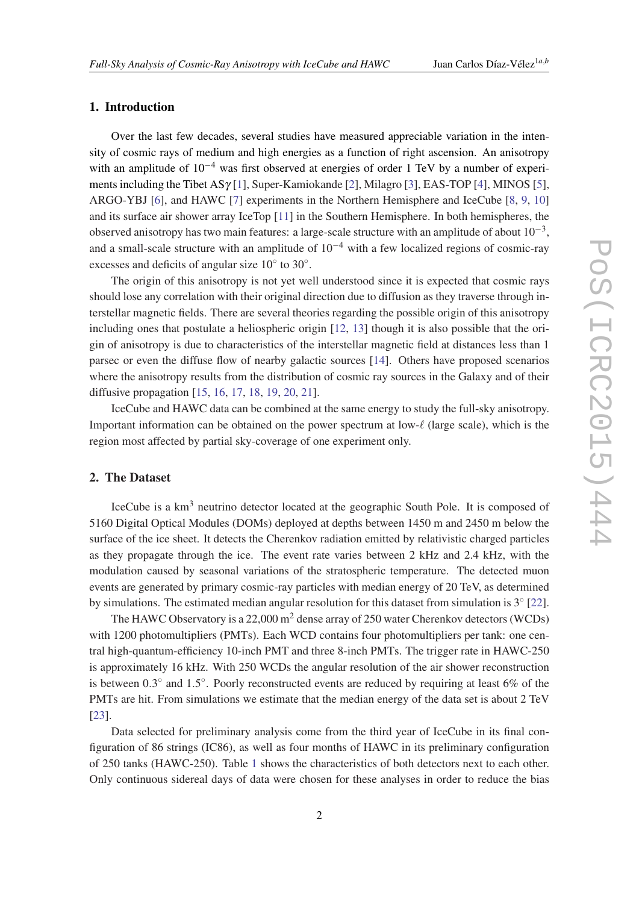## 1. Introduction

Over the last few decades, several studies have measured appreciable variation in the intensity of cosmic rays of medium and high energies as a function of right ascension. An anisotropy with an amplitude of $10^{-4}$ was first observed at energies of order 1 TeV by a number of experiments including the Tibet AS$\gamma$ [1], Super-Kamiokande [2], Milagro [3], EAS-TOP [4], MINOS [5], ARGO-YBJ [6], and HAWC [7] experiments in the Northern Hemisphere and IceCube [8, 9, 10] and its surface air shower array IceTop [11] in the Southern Hemisphere. In both hemispheres, the observed anisotropy has two main features: a large-scale structure with an amplitude of about $10^{-3}$, and a small-scale structure with an amplitude of $10^{-4}$ with a few localized regions of cosmic-ray excesses and deficits of angular size $10^{\circ}$ to $30^{\circ}$.

The origin of this anisotropy is not yet well understood since it is expected that cosmic rays should lose any correlation with their original direction due to diffusion as they traverse through interstellar magnetic fields. There are several theories regarding the possible origin of this anisotropy including ones that postulate a heliospheric origin [12, 13] though it is also possible that the origin of anisotropy is due to characteristics of the interstellar magnetic field at distances less than 1 parsec or even the diffuse flow of nearby galactic sources [14]. Others have proposed scenarios where the anisotropy results from the distribution of cosmic ray sources in the Galaxy and of their diffusive propagation [15, 16, 17, 18, 19, 20, 21].

IceCube and HAWC data can be combined at the same energy to study the full-sky anisotropy. Important information can be obtained on the power spectrum at low-$\ell$ (large scale), which is the region most affected by partial sky-coverage of one experiment only.

## 2. The Dataset

IceCube is a km$^3$ neutrino detector located at the geographic South Pole. It is composed of 5160 Digital Optical Modules (DOMs) deployed at depths between 1450 m and 2450 m below the surface of the ice sheet. It detects the Cherenkov radiation emitted by relativistic charged particles as they propagate through the ice. The event rate varies between 2 kHz and 2.4 kHz, with the modulation caused by seasonal variations of the stratospheric temperature. The detected muon events are generated by primary cosmic-ray particles with median energy of 20 TeV, as determined by simulations. The estimated median angular resolution for this dataset from simulation is $3^{\circ}$ [22].

The HAWC Observatory is a 22,000 m$^2$ dense array of 250 water Cherenkov detectors (WCDs) with 1200 photomultipliers (PMTs). Each WCD contains four photomultipliers per tank: one central high-quantum-efficiency 10-inch PMT and three 8-inch PMTs. The trigger rate in HAWC-250 is approximately 16 kHz. With 250 WCDs the angular resolution of the air shower reconstruction is between $0.3^{\circ}$ and $1.5^{\circ}$. Poorly reconstructed events are reduced by requiring at least 6% of the PMTs are hit. From simulations we estimate that the median energy of the data set is about 2 TeV [23].

Data selected for preliminary analysis come from the third year of IceCube in its final configuration of 86 strings (IC86), as well as four months of HAWC in its preliminary configuration of 250 tanks (HAWC-250). Table 1 shows the characteristics of both detectors next to each other. Only continuous sidereal days of data were chosen for these analyses in order to reduce the bias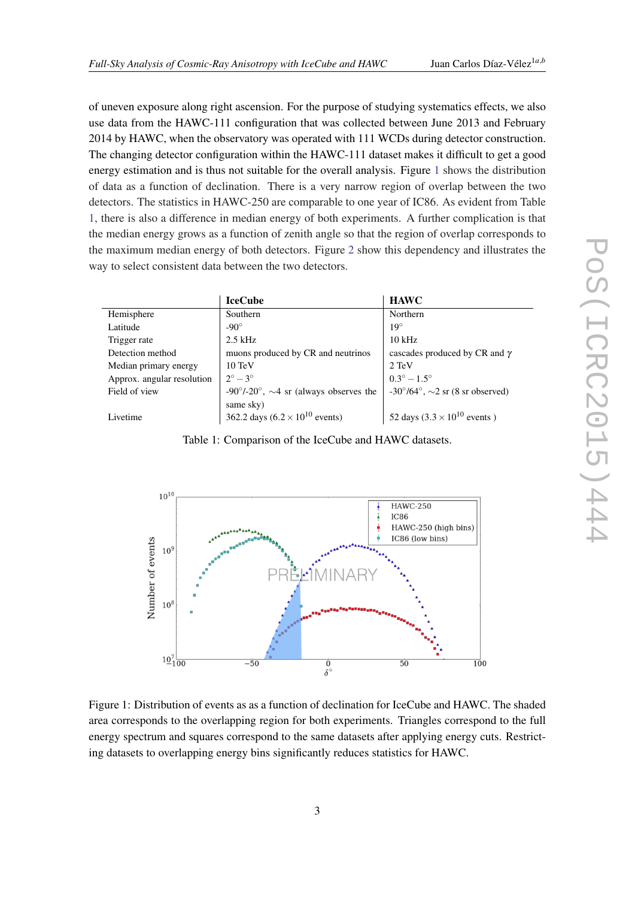of uneven exposure along right ascension. For the purpose of studying systematics effects, we also use data from the HAWC-111 configuration that was collected between June 2013 and February 2014 by HAWC, when the observatory was operated with 111 WCDs during detector construction. The changing detector configuration within the HAWC-111 dataset makes it difficult to get a good energy estimation and is thus not suitable for the overall analysis. Figure 1 shows the distribution of data as a function of declination. There is a very narrow region of overlap between the two detectors. The statistics in HAWC-250 are comparable to one year of IC86. As evident from Table 1, there is also a difference in median energy of both experiments. A further complication is that the median energy grows as a function of zenith angle so that the region of overlap corresponds to the maximum median energy of both detectors. Figure 2 show this dependency and illustrates the way to select consistent data between the two detectors.

| | **IceCube** | **HAWC** |
|---|---|---|
| Hemisphere | Southern | Northern |
| Latitude | -90° | 19° |
| Trigger rate | 2.5 kHz | 10 kHz |
| Detection method | muons produced by CR and neutrinos | cascades produced by CR and $\gamma$ |
| Median primary energy | 10 TeV | 2 TeV |
| Approx. angular resolution | $2^\circ - 3^\circ$ | $0.3^\circ - 1.5^\circ$ |
| Field of view | -90°/-20°, ∼4 sr (always observes the same sky) | -30°/64°, ∼2 sr (8 sr observed) |
| Livetime | 362.2 days ($6.2 \times 10^{10}$ events) | 52 days ($3.3 \times 10^{10}$ events ) |

Table 1: Comparison of the IceCube and HAWC datasets.

Figure 1: Distribution of events as as a function of declination for IceCube and HAWC. The shaded area corresponds to the overlapping region for both experiments. Triangles correspond to the full energy spectrum and squares correspond to the same datasets after applying energy cuts. Restricting datasets to overlapping energy bins significantly reduces statistics for HAWC.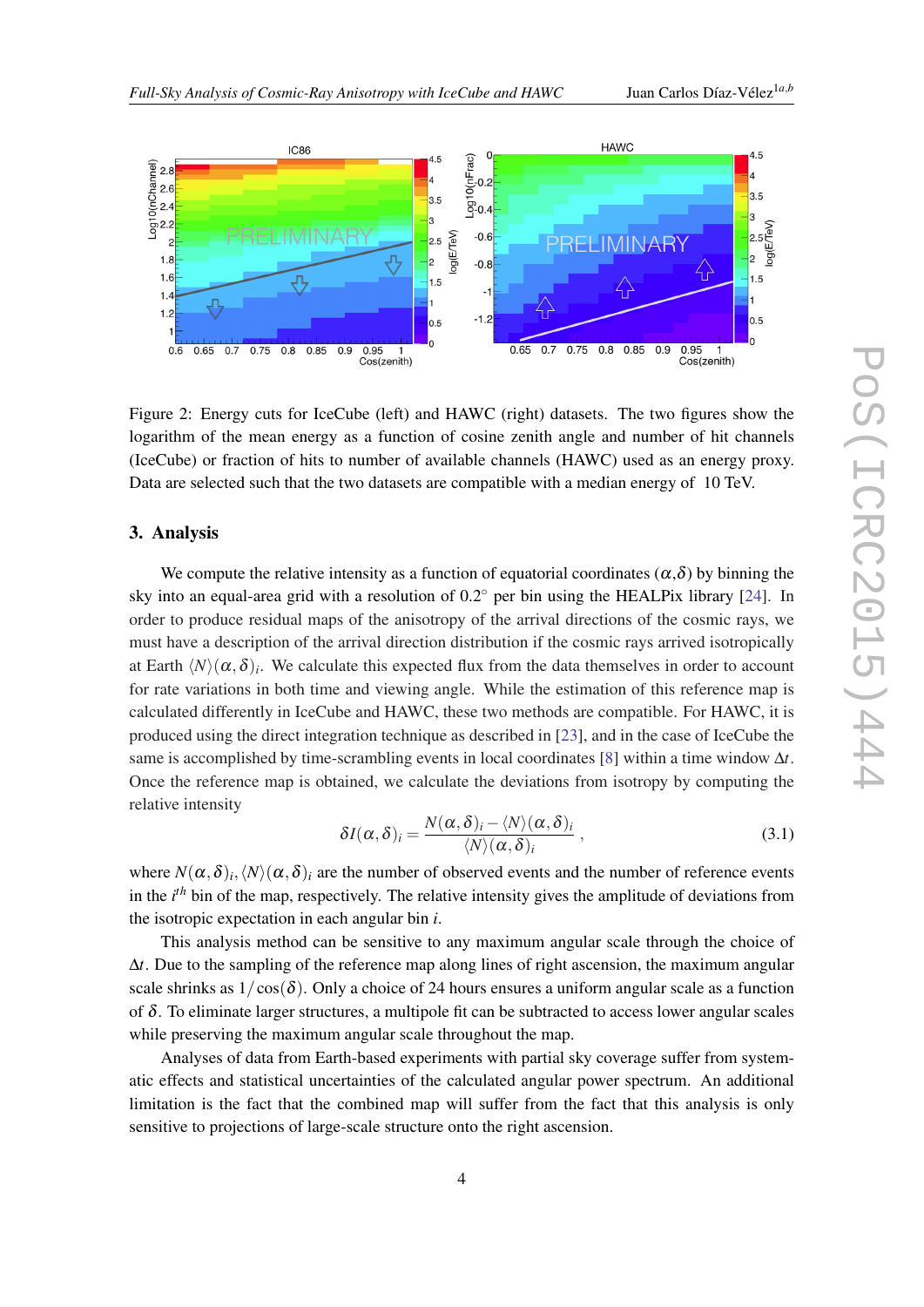Figure 2: Energy cuts for IceCube (left) and HAWC (right) datasets. The two figures show the logarithm of the mean energy as a function of cosine zenith angle and number of hit channels (IceCube) or fraction of hits to number of available channels (HAWC) used as an energy proxy. Data are selected such that the two datasets are compatible with a median energy of 10 TeV.

## 3. Analysis

We compute the relative intensity as a function of equatorial coordinates $(\alpha,\delta)$ by binning the sky into an equal-area grid with a resolution of $0.2^\circ$ per bin using the HEALPix library [24]. In order to produce residual maps of the anisotropy of the arrival directions of the cosmic rays, we must have a description of the arrival direction distribution if the cosmic rays arrived isotropically at Earth $\langle N\rangle(\alpha,\delta)_i$. We calculate this expected flux from the data themselves in order to account for rate variations in both time and viewing angle. While the estimation of this reference map is calculated differently in IceCube and HAWC, these two methods are compatible. For HAWC, it is produced using the direct integration technique as described in [23], and in the case of IceCube the same is accomplished by time-scrambling events in local coordinates [8] within a time window $\Delta t$. Once the reference map is obtained, we calculate the deviations from isotropy by computing the relative intensity

$$\delta I(\alpha,\delta)_i = \frac{N(\alpha,\delta)_i - \langle N\rangle(\alpha,\delta)_i}{\langle N\rangle(\alpha,\delta)_i}\,, \tag{3.1}$$

where $N(\alpha,\delta)_i, \langle N\rangle(\alpha,\delta)_i$ are the number of observed events and the number of reference events in the $i^{th}$ bin of the map, respectively. The relative intensity gives the amplitude of deviations from the isotropic expectation in each angular bin $i$.

This analysis method can be sensitive to any maximum angular scale through the choice of $\Delta t$. Due to the sampling of the reference map along lines of right ascension, the maximum angular scale shrinks as $1/\cos(\delta)$. Only a choice of 24 hours ensures a uniform angular scale as a function of $\delta$. To eliminate larger structures, a multipole fit can be subtracted to access lower angular scales while preserving the maximum angular scale throughout the map.

Analyses of data from Earth-based experiments with partial sky coverage suffer from systematic effects and statistical uncertainties of the calculated angular power spectrum. An additional limitation is the fact that the combined map will suffer from the fact that this analysis is only sensitive to projections of large-scale structure onto the right ascension.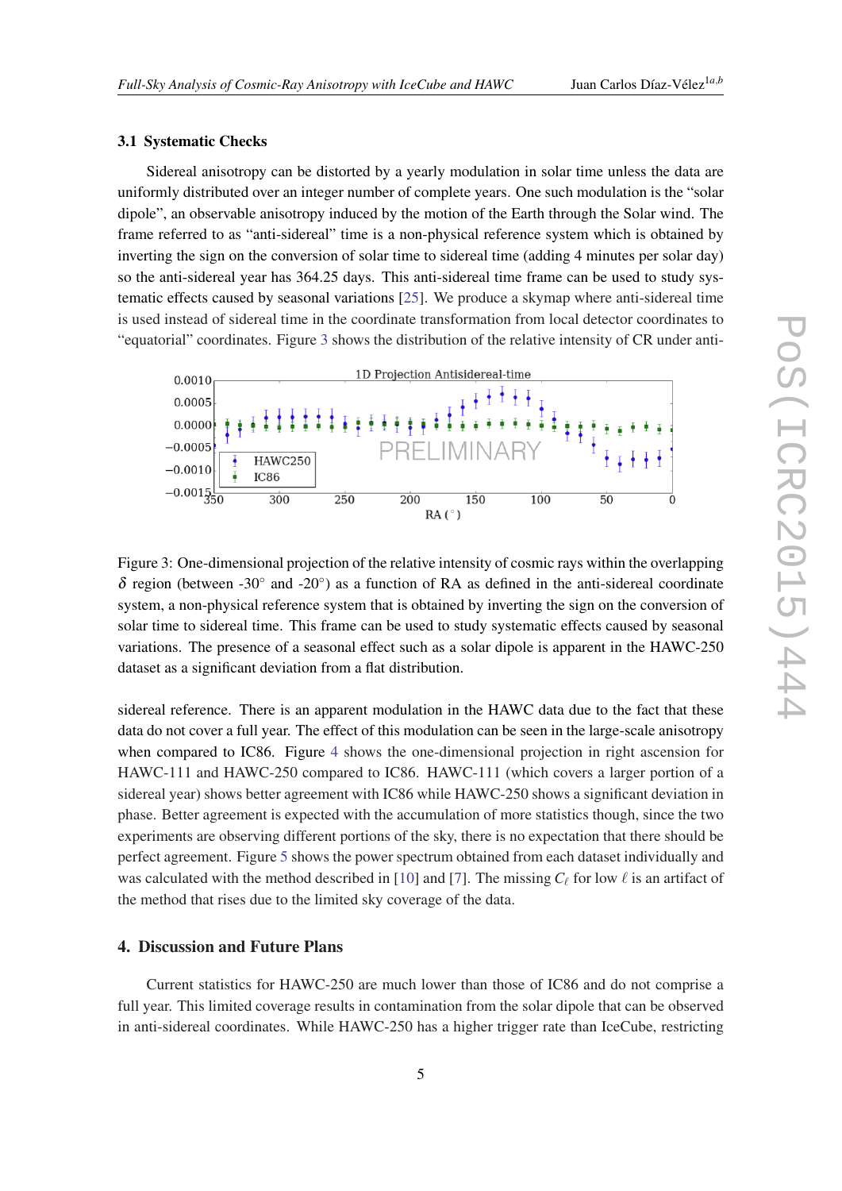### 3.1 Systematic Checks

Sidereal anisotropy can be distorted by a yearly modulation in solar time unless the data are uniformly distributed over an integer number of complete years. One such modulation is the "solar dipole", an observable anisotropy induced by the motion of the Earth through the Solar wind. The frame referred to as "anti-sidereal" time is a non-physical reference system which is obtained by inverting the sign on the conversion of solar time to sidereal time (adding 4 minutes per solar day) so the anti-sidereal year has 364.25 days. This anti-sidereal time frame can be used to study systematic effects caused by seasonal variations [25]. We produce a skymap where anti-sidereal time is used instead of sidereal time in the coordinate transformation from local detector coordinates to "equatorial" coordinates. Figure 3 shows the distribution of the relative intensity of CR under anti-sidereal reference. There is an apparent modulation in the HAWC data due to the fact that these data do not cover a full year. The effect of this modulation can be seen in the large-scale anisotropy when compared to IC86. Figure 4 shows the one-dimensional projection in right ascension for HAWC-111 and HAWC-250 compared to IC86. HAWC-111 (which covers a larger portion of a sidereal year) shows better agreement with IC86 while HAWC-250 shows a significant deviation in phase. Better agreement is expected with the accumulation of more statistics though, since the two experiments are observing different portions of the sky, there is no expectation that there should be perfect agreement. Figure 5 shows the power spectrum obtained from each dataset individually and was calculated with the method described in [10] and [7]. The missing $C_\ell$ for low $\ell$ is an artifact of the method that rises due to the limited sky coverage of the data.

Figure 3: One-dimensional projection of the relative intensity of cosmic rays within the overlapping $\delta$ region (between -30° and -20°) as a function of RA as defined in the anti-sidereal coordinate system, a non-physical reference system that is obtained by inverting the sign on the conversion of solar time to sidereal time. This frame can be used to study systematic effects caused by seasonal variations. The presence of a seasonal effect such as a solar dipole is apparent in the HAWC-250 dataset as a significant deviation from a flat distribution.

## 4. Discussion and Future Plans

Current statistics for HAWC-250 are much lower than those of IC86 and do not comprise a full year. This limited coverage results in contamination from the solar dipole that can be observed in anti-sidereal coordinates. While HAWC-250 has a higher trigger rate than IceCube, restricting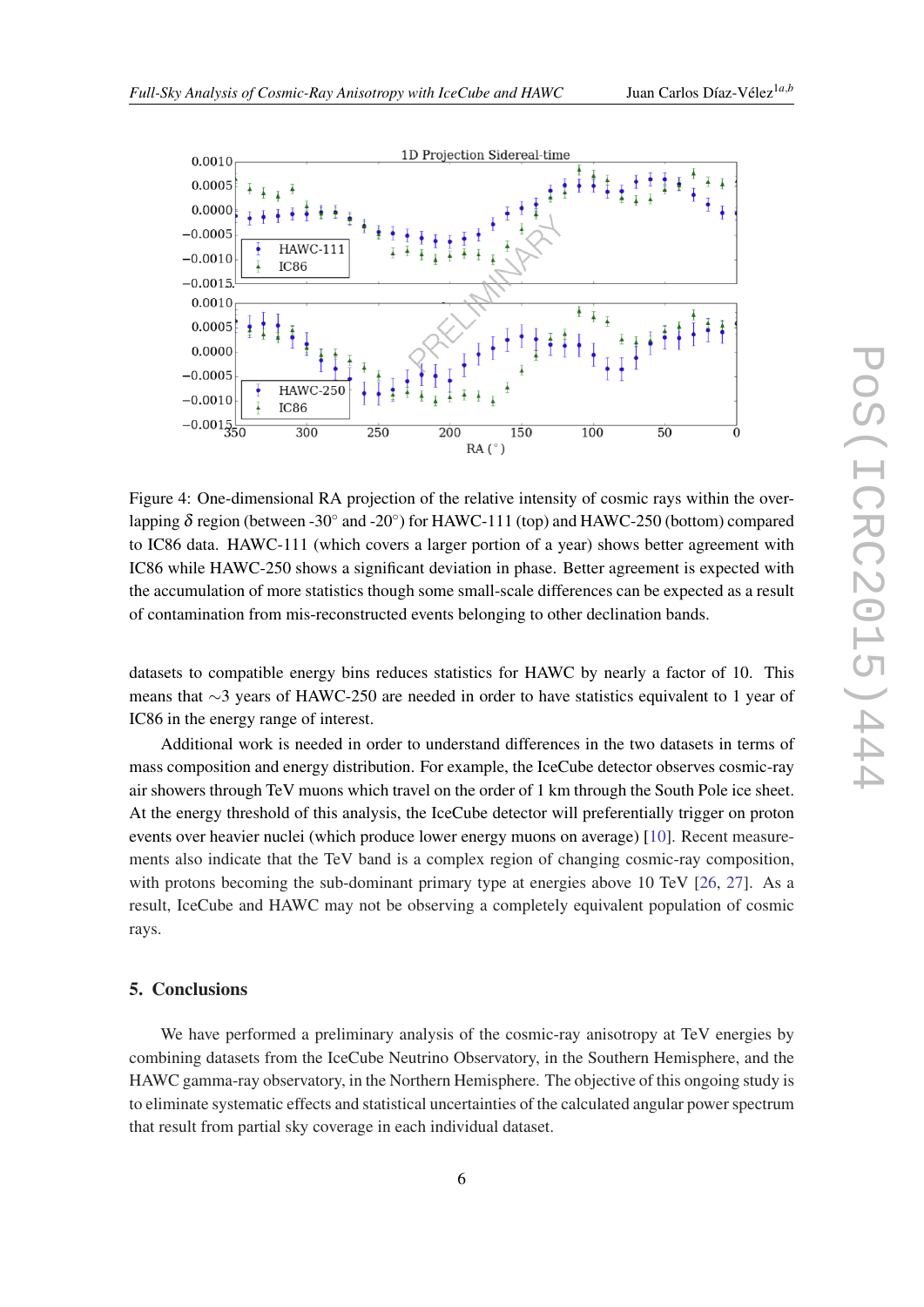Figure 4: One-dimensional RA projection of the relative intensity of cosmic rays within the overlapping $\delta$ region (between -30° and -20°) for HAWC-111 (top) and HAWC-250 (bottom) compared to IC86 data. HAWC-111 (which covers a larger portion of a year) shows better agreement with IC86 while HAWC-250 shows a significant deviation in phase. Better agreement is expected with the accumulation of more statistics though some small-scale differences can be expected as a result of contamination from mis-reconstructed events belonging to other declination bands.

datasets to compatible energy bins reduces statistics for HAWC by nearly a factor of 10. This means that ~3 years of HAWC-250 are needed in order to have statistics equivalent to 1 year of IC86 in the energy range of interest.

Additional work is needed in order to understand differences in the two datasets in terms of mass composition and energy distribution. For example, the IceCube detector observes cosmic-ray air showers through TeV muons which travel on the order of 1 km through the South Pole ice sheet. At the energy threshold of this analysis, the IceCube detector will preferentially trigger on proton events over heavier nuclei (which produce lower energy muons on average) [10]. Recent measurements also indicate that the TeV band is a complex region of changing cosmic-ray composition, with protons becoming the sub-dominant primary type at energies above 10 TeV [26, 27]. As a result, IceCube and HAWC may not be observing a completely equivalent population of cosmic rays.

## 5. Conclusions

We have performed a preliminary analysis of the cosmic-ray anisotropy at TeV energies by combining datasets from the IceCube Neutrino Observatory, in the Southern Hemisphere, and the HAWC gamma-ray observatory, in the Northern Hemisphere. The objective of this ongoing study is to eliminate systematic effects and statistical uncertainties of the calculated angular power spectrum that result from partial sky coverage in each individual dataset.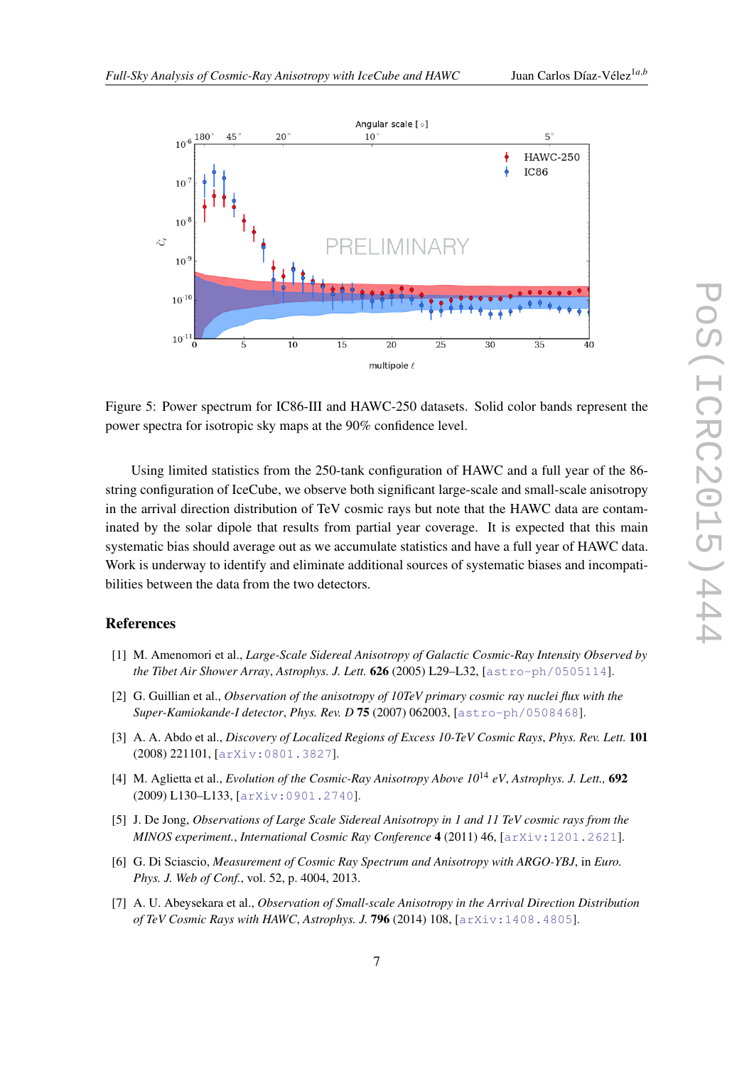Figure 5: Power spectrum for IC86-III and HAWC-250 datasets. Solid color bands represent the power spectra for isotropic sky maps at the 90% confidence level.

Using limited statistics from the 250-tank configuration of HAWC and a full year of the 86-string configuration of IceCube, we observe both significant large-scale and small-scale anisotropy in the arrival direction distribution of TeV cosmic rays but note that the HAWC data are contaminated by the solar dipole that results from partial year coverage. It is expected that this main systematic bias should average out as we accumulate statistics and have a full year of HAWC data. Work is underway to identify and eliminate additional sources of systematic biases and incompatibilities between the data from the two detectors.

## References

[1] M. Amenomori et al., *Large-Scale Sidereal Anisotropy of Galactic Cosmic-Ray Intensity Observed by the Tibet Air Shower Array*, *Astrophys. J. Lett.* **626** (2005) L29–L32, [astro-ph/0505114].

[2] G. Guillian et al., *Observation of the anisotropy of 10TeV primary cosmic ray nuclei flux with the Super-Kamiokande-I detector*, *Phys. Rev. D* **75** (2007) 062003, [astro-ph/0508468].

[3] A. A. Abdo et al., *Discovery of Localized Regions of Excess 10-TeV Cosmic Rays*, *Phys. Rev. Lett.* **101** (2008) 221101, [arXiv:0801.3827].

[4] M. Aglietta et al., *Evolution of the Cosmic-Ray Anisotropy Above $10^{14}$ eV*, *Astrophys. J. Lett.*, **692** (2009) L130–L133, [arXiv:0901.2740].

[5] J. De Jong, *Observations of Large Scale Sidereal Anisotropy in 1 and 11 TeV cosmic rays from the MINOS experiment.*, *International Cosmic Ray Conference* **4** (2011) 46, [arXiv:1201.2621].

[6] G. Di Sciascio, *Measurement of Cosmic Ray Spectrum and Anisotropy with ARGO-YBJ*, in *Euro. Phys. J. Web of Conf.*, vol. 52, p. 4004, 2013.

[7] A. U. Abeysekara et al., *Observation of Small-scale Anisotropy in the Arrival Direction Distribution of TeV Cosmic Rays with HAWC*, *Astrophys. J.* **796** (2014) 108, [arXiv:1408.4805].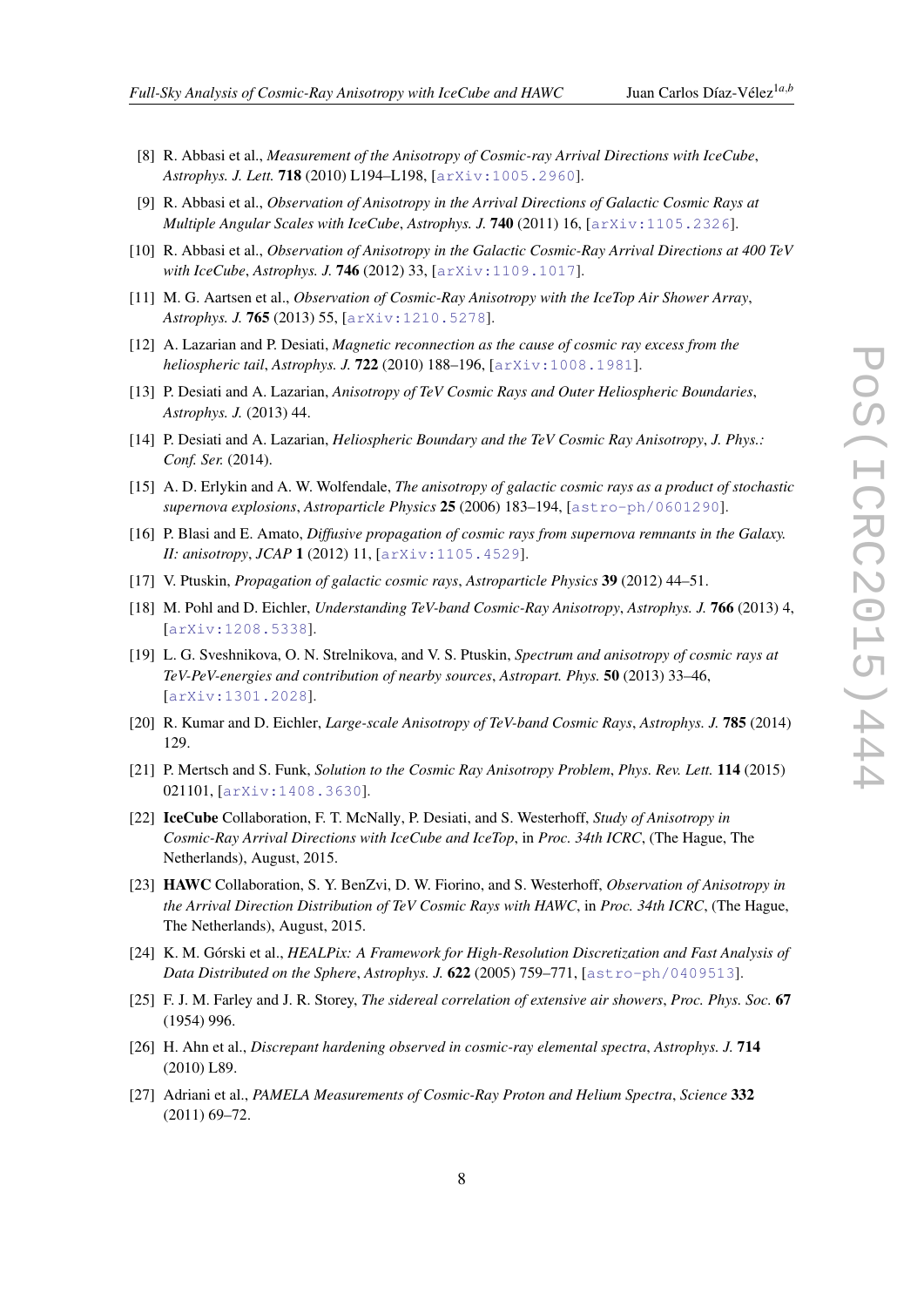[8] R. Abbasi et al., *Measurement of the Anisotropy of Cosmic-ray Arrival Directions with IceCube*, *Astrophys. J. Lett.* **718** (2010) L194–L198, [arXiv:1005.2960].

[9] R. Abbasi et al., *Observation of Anisotropy in the Arrival Directions of Galactic Cosmic Rays at Multiple Angular Scales with IceCube*, *Astrophys. J.* **740** (2011) 16, [arXiv:1105.2326].

[10] R. Abbasi et al., *Observation of Anisotropy in the Galactic Cosmic-Ray Arrival Directions at 400 TeV with IceCube*, *Astrophys. J.* **746** (2012) 33, [arXiv:1109.1017].

[11] M. G. Aartsen et al., *Observation of Cosmic-Ray Anisotropy with the IceTop Air Shower Array*, *Astrophys. J.* **765** (2013) 55, [arXiv:1210.5278].

[12] A. Lazarian and P. Desiati, *Magnetic reconnection as the cause of cosmic ray excess from the heliospheric tail*, *Astrophys. J.* **722** (2010) 188–196, [arXiv:1008.1981].

[13] P. Desiati and A. Lazarian, *Anisotropy of TeV Cosmic Rays and Outer Heliospheric Boundaries*, *Astrophys. J.* (2013) 44.

[14] P. Desiati and A. Lazarian, *Heliospheric Boundary and the TeV Cosmic Ray Anisotropy*, *J. Phys.: Conf. Ser.* (2014).

[15] A. D. Erlykin and A. W. Wolfendale, *The anisotropy of galactic cosmic rays as a product of stochastic supernova explosions*, *Astroparticle Physics* **25** (2006) 183–194, [astro-ph/0601290].

[16] P. Blasi and E. Amato, *Diffusive propagation of cosmic rays from supernova remnants in the Galaxy. II: anisotropy*, *JCAP* **1** (2012) 11, [arXiv:1105.4529].

[17] V. Ptuskin, *Propagation of galactic cosmic rays*, *Astroparticle Physics* **39** (2012) 44–51.

[18] M. Pohl and D. Eichler, *Understanding TeV-band Cosmic-Ray Anisotropy*, *Astrophys. J.* **766** (2013) 4, [arXiv:1208.5338].

[19] L. G. Sveshnikova, O. N. Strelnikova, and V. S. Ptuskin, *Spectrum and anisotropy of cosmic rays at TeV-PeV-energies and contribution of nearby sources*, *Astropart. Phys.* **50** (2013) 33–46, [arXiv:1301.2028].

[20] R. Kumar and D. Eichler, *Large-scale Anisotropy of TeV-band Cosmic Rays*, *Astrophys. J.* **785** (2014) 129.

[21] P. Mertsch and S. Funk, *Solution to the Cosmic Ray Anisotropy Problem*, *Phys. Rev. Lett.* **114** (2015) 021101, [arXiv:1408.3630].

[22] **IceCube** Collaboration, F. T. McNally, P. Desiati, and S. Westerhoff, *Study of Anisotropy in Cosmic-Ray Arrival Directions with IceCube and IceTop*, in *Proc. 34th ICRC*, (The Hague, The Netherlands), August, 2015.

[23] **HAWC** Collaboration, S. Y. BenZvi, D. W. Fiorino, and S. Westerhoff, *Observation of Anisotropy in the Arrival Direction Distribution of TeV Cosmic Rays with HAWC*, in *Proc. 34th ICRC*, (The Hague, The Netherlands), August, 2015.

[24] K. M. Górski et al., *HEALPix: A Framework for High-Resolution Discretization and Fast Analysis of Data Distributed on the Sphere*, *Astrophys. J.* **622** (2005) 759–771, [astro-ph/0409513].

[25] F. J. M. Farley and J. R. Storey, *The sidereal correlation of extensive air showers*, *Proc. Phys. Soc.* **67** (1954) 996.

[26] H. Ahn et al., *Discrepant hardening observed in cosmic-ray elemental spectra*, *Astrophys. J.* **714** (2010) L89.

[27] Adriani et al., *PAMELA Measurements of Cosmic-Ray Proton and Helium Spectra*, *Science* **332** (2011) 69–72.